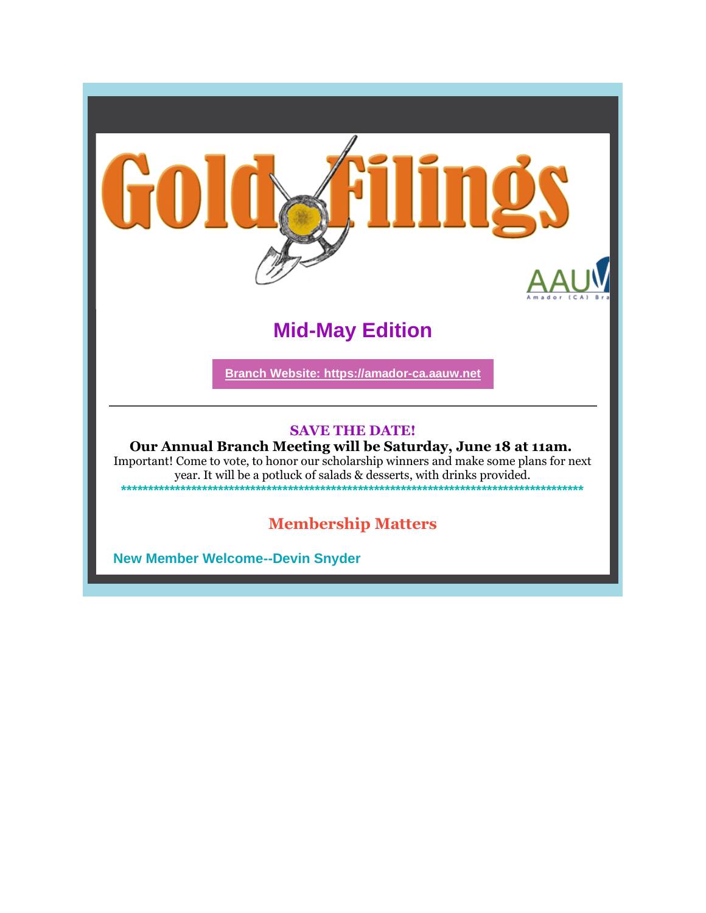# Gold Filings

## Mid-May Edition

**Branch Website: https://amador-ca.aauw.net**

---

**SAVE THE DATE!**

**Our Annual Branch Meeting will be Saturday, June 18 at 11am.**

Important! Come to vote, to honor our scholarship winners and make some plans for next year. It will be a potluck of salads & desserts, with drinks provided.

**************************************************************************************

## Membership Matters

### New Member Welcome--Devin Snyder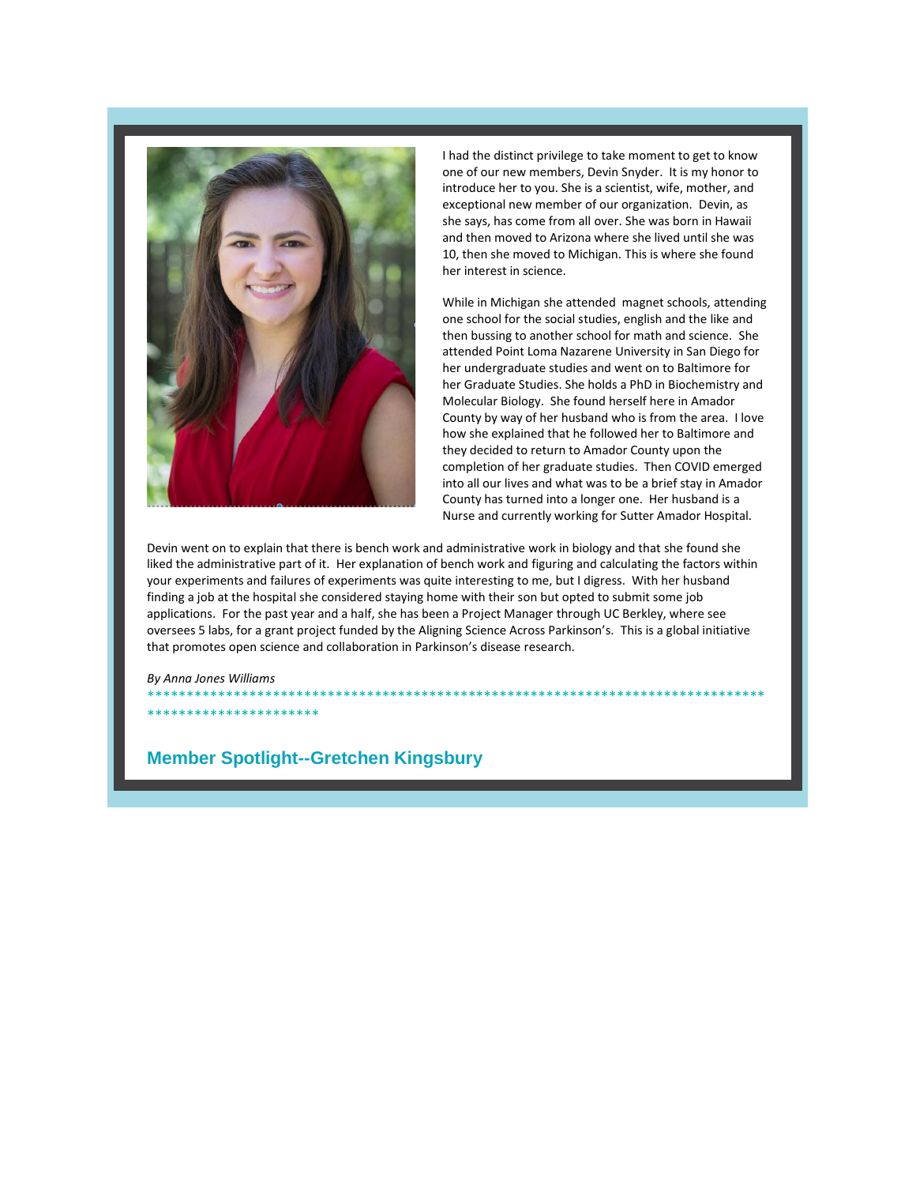I had the distinct privilege to take moment to get to know one of our new members, Devin Snyder. It is my honor to introduce her to you. She is a scientist, wife, mother, and exceptional new member of our organization. Devin, as she says, has come from all over. She was born in Hawaii and then moved to Arizona where she lived until she was 10, then she moved to Michigan. This is where she found her interest in science.

While in Michigan she attended magnet schools, attending one school for the social studies, english and the like and then bussing to another school for math and science. She attended Point Loma Nazarene University in San Diego for her undergraduate studies and went on to Baltimore for her Graduate Studies. She holds a PhD in Biochemistry and Molecular Biology. She found herself here in Amador County by way of her husband who is from the area. I love how she explained that he followed her to Baltimore and they decided to return to Amador County upon the completion of her graduate studies. Then COVID emerged into all our lives and what was to be a brief stay in Amador County has turned into a longer one. Her husband is a Nurse and currently working for Sutter Amador Hospital.

Devin went on to explain that there is bench work and administrative work in biology and that she found she liked the administrative part of it. Her explanation of bench work and figuring and calculating the factors within your experiments and failures of experiments was quite interesting to me, but I digress. With her husband finding a job at the hospital she considered staying home with their son but opted to submit some job applications. For the past year and a half, she has been a Project Manager through UC Berkley, where see oversees 5 labs, for a grant project funded by the Aligning Science Across Parkinson's. This is a global initiative that promotes open science and collaboration in Parkinson's disease research.

*By Anna Jones Williams*

*****************************************************************************************************

## Member Spotlight--Gretchen Kingsbury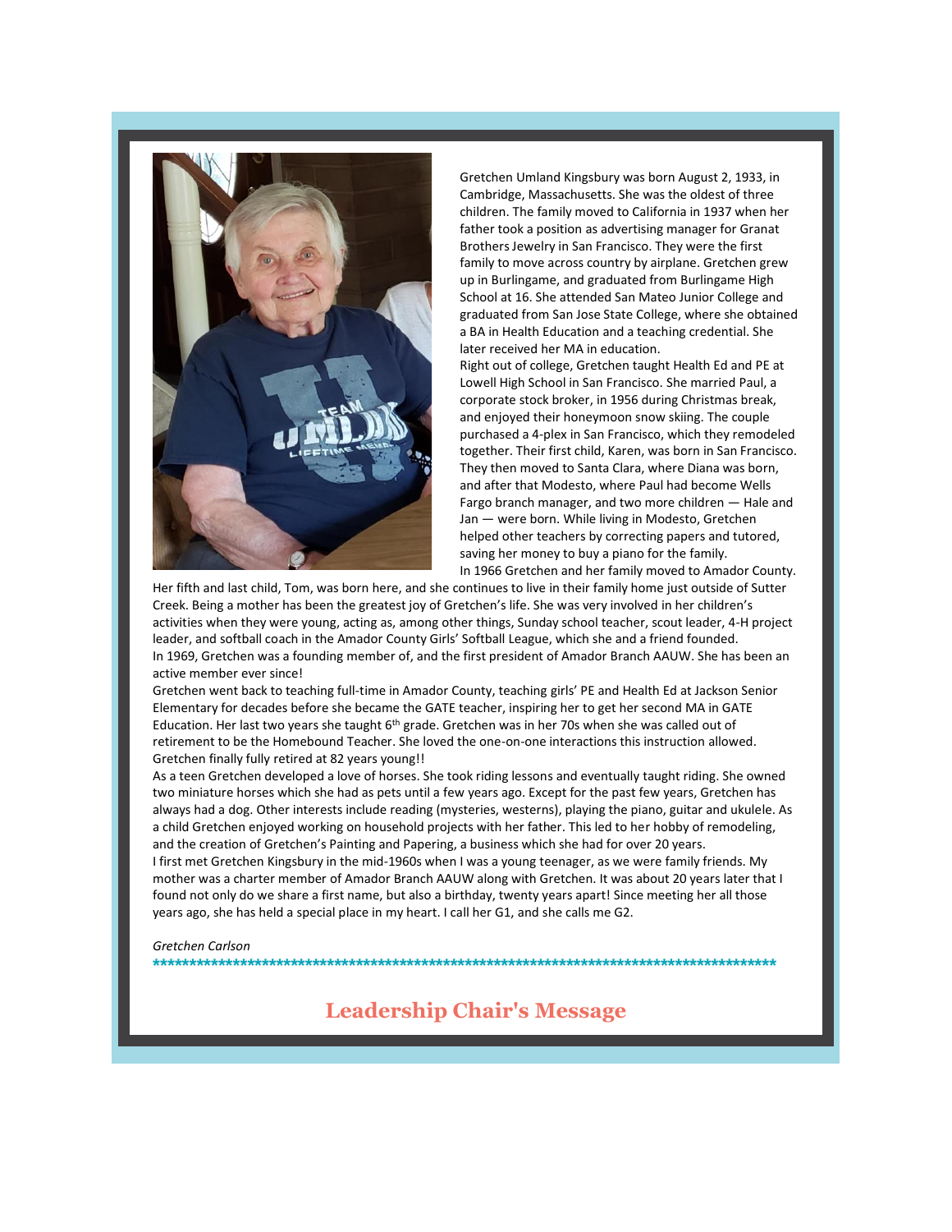Gretchen Umland Kingsbury was born August 2, 1933, in Cambridge, Massachusetts. She was the oldest of three children. The family moved to California in 1937 when her father took a position as advertising manager for Granat Brothers Jewelry in San Francisco. They were the first family to move across country by airplane. Gretchen grew up in Burlingame, and graduated from Burlingame High School at 16. She attended San Mateo Junior College and graduated from San Jose State College, where she obtained a BA in Health Education and a teaching credential. She later received her MA in education.

Right out of college, Gretchen taught Health Ed and PE at Lowell High School in San Francisco. She married Paul, a corporate stock broker, in 1956 during Christmas break, and enjoyed their honeymoon snow skiing. The couple purchased a 4-plex in San Francisco, which they remodeled together. Their first child, Karen, was born in San Francisco. They then moved to Santa Clara, where Diana was born, and after that Modesto, where Paul had become Wells Fargo branch manager, and two more children — Hale and Jan — were born. While living in Modesto, Gretchen helped other teachers by correcting papers and tutored, saving her money to buy a piano for the family.

In 1966 Gretchen and her family moved to Amador County. Her fifth and last child, Tom, was born here, and she continues to live in their family home just outside of Sutter Creek. Being a mother has been the greatest joy of Gretchen's life. She was very involved in her children's activities when they were young, acting as, among other things, Sunday school teacher, scout leader, 4-H project leader, and softball coach in the Amador County Girls' Softball League, which she and a friend founded.

In 1969, Gretchen was a founding member of, and the first president of Amador Branch AAUW. She has been an active member ever since!

Gretchen went back to teaching full-time in Amador County, teaching girls' PE and Health Ed at Jackson Senior Elementary for decades before she became the GATE teacher, inspiring her to get her second MA in GATE Education. Her last two years she taught 6th grade. Gretchen was in her 70s when she was called out of retirement to be the Homebound Teacher. She loved the one-on-one interactions this instruction allowed. Gretchen finally fully retired at 82 years young!!

As a teen Gretchen developed a love of horses. She took riding lessons and eventually taught riding. She owned two miniature horses which she had as pets until a few years ago. Except for the past few years, Gretchen has always had a dog. Other interests include reading (mysteries, westerns), playing the piano, guitar and ukulele. As a child Gretchen enjoyed working on household projects with her father. This led to her hobby of remodeling, and the creation of Gretchen's Painting and Papering, a business which she had for over 20 years.

I first met Gretchen Kingsbury in the mid-1960s when I was a young teenager, as we were family friends. My mother was a charter member of Amador Branch AAUW along with Gretchen. It was about 20 years later that I found not only do we share a first name, but also a birthday, twenty years apart! Since meeting her all those years ago, she has held a special place in my heart. I call her G1, and she calls me G2.

*Gretchen Carlson*

*************************************************************************************************

## Leadership Chair's Message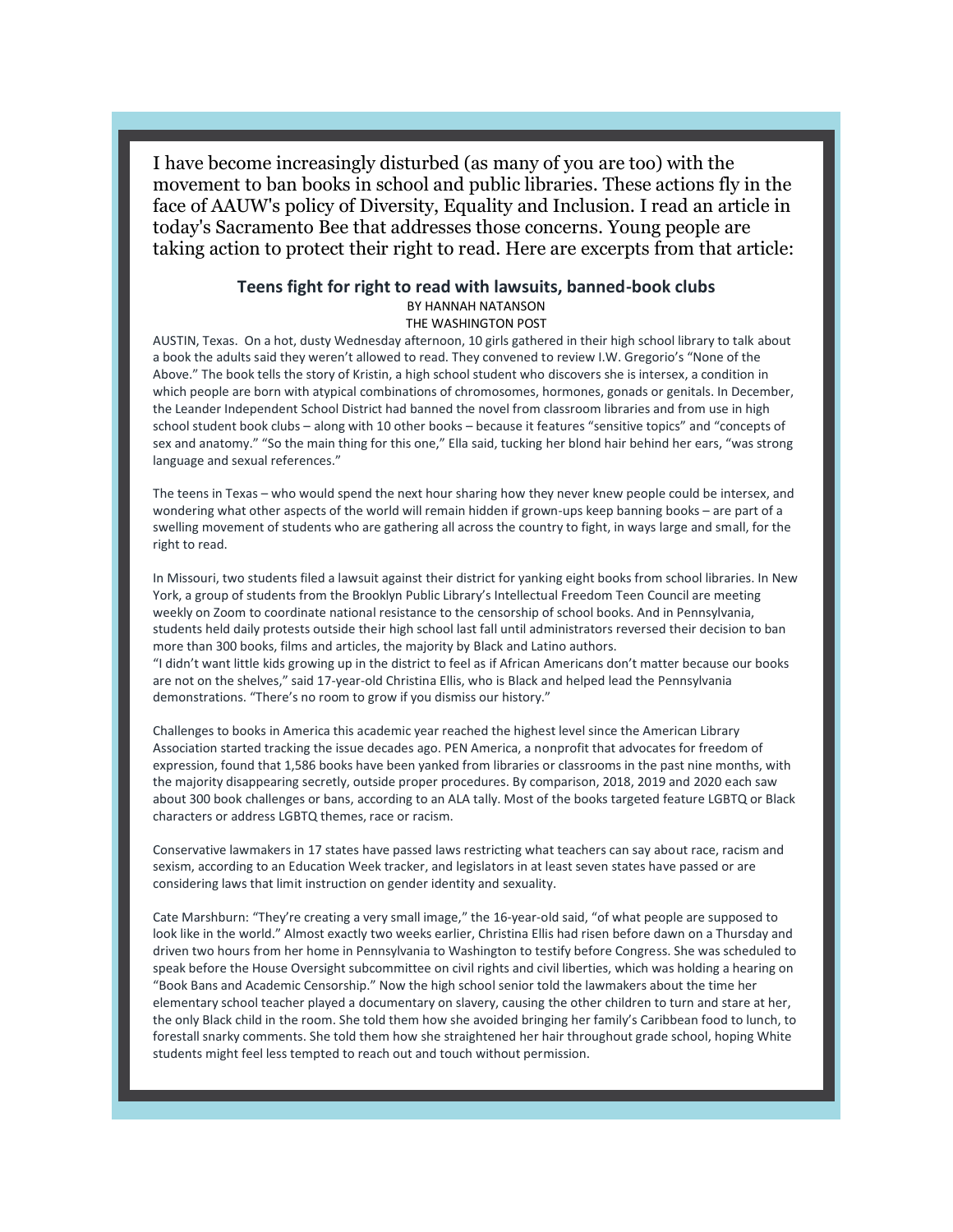I have become increasingly disturbed (as many of you are too) with the movement to ban books in school and public libraries. These actions fly in the face of AAUW's policy of Diversity, Equality and Inclusion. I read an article in today's Sacramento Bee that addresses those concerns. Young people are taking action to protect their right to read. Here are excerpts from that article:

## Teens fight for right to read with lawsuits, banned-book clubs

BY HANNAH NATANSON
THE WASHINGTON POST

AUSTIN, Texas. On a hot, dusty Wednesday afternoon, 10 girls gathered in their high school library to talk about a book the adults said they weren't allowed to read. They convened to review I.W. Gregorio's "None of the Above." The book tells the story of Kristin, a high school student who discovers she is intersex, a condition in which people are born with atypical combinations of chromosomes, hormones, gonads or genitals. In December, the Leander Independent School District had banned the novel from classroom libraries and from use in high school student book clubs – along with 10 other books – because it features "sensitive topics" and "concepts of sex and anatomy." "So the main thing for this one," Ella said, tucking her blond hair behind her ears, "was strong language and sexual references."

The teens in Texas – who would spend the next hour sharing how they never knew people could be intersex, and wondering what other aspects of the world will remain hidden if grown-ups keep banning books – are part of a swelling movement of students who are gathering all across the country to fight, in ways large and small, for the right to read.

In Missouri, two students filed a lawsuit against their district for yanking eight books from school libraries. In New York, a group of students from the Brooklyn Public Library's Intellectual Freedom Teen Council are meeting weekly on Zoom to coordinate national resistance to the censorship of school books. And in Pennsylvania, students held daily protests outside their high school last fall until administrators reversed their decision to ban more than 300 books, films and articles, the majority by Black and Latino authors.

"I didn't want little kids growing up in the district to feel as if African Americans don't matter because our books are not on the shelves," said 17-year-old Christina Ellis, who is Black and helped lead the Pennsylvania demonstrations. "There's no room to grow if you dismiss our history."

Challenges to books in America this academic year reached the highest level since the American Library Association started tracking the issue decades ago. PEN America, a nonprofit that advocates for freedom of expression, found that 1,586 books have been yanked from libraries or classrooms in the past nine months, with the majority disappearing secretly, outside proper procedures. By comparison, 2018, 2019 and 2020 each saw about 300 book challenges or bans, according to an ALA tally. Most of the books targeted feature LGBTQ or Black characters or address LGBTQ themes, race or racism.

Conservative lawmakers in 17 states have passed laws restricting what teachers can say about race, racism and sexism, according to an Education Week tracker, and legislators in at least seven states have passed or are considering laws that limit instruction on gender identity and sexuality.

Cate Marshburn: "They're creating a very small image," the 16-year-old said, "of what people are supposed to look like in the world." Almost exactly two weeks earlier, Christina Ellis had risen before dawn on a Thursday and driven two hours from her home in Pennsylvania to Washington to testify before Congress. She was scheduled to speak before the House Oversight subcommittee on civil rights and civil liberties, which was holding a hearing on "Book Bans and Academic Censorship." Now the high school senior told the lawmakers about the time her elementary school teacher played a documentary on slavery, causing the other children to turn and stare at her, the only Black child in the room. She told them how she avoided bringing her family's Caribbean food to lunch, to forestall snarky comments. She told them how she straightened her hair throughout grade school, hoping White students might feel less tempted to reach out and touch without permission.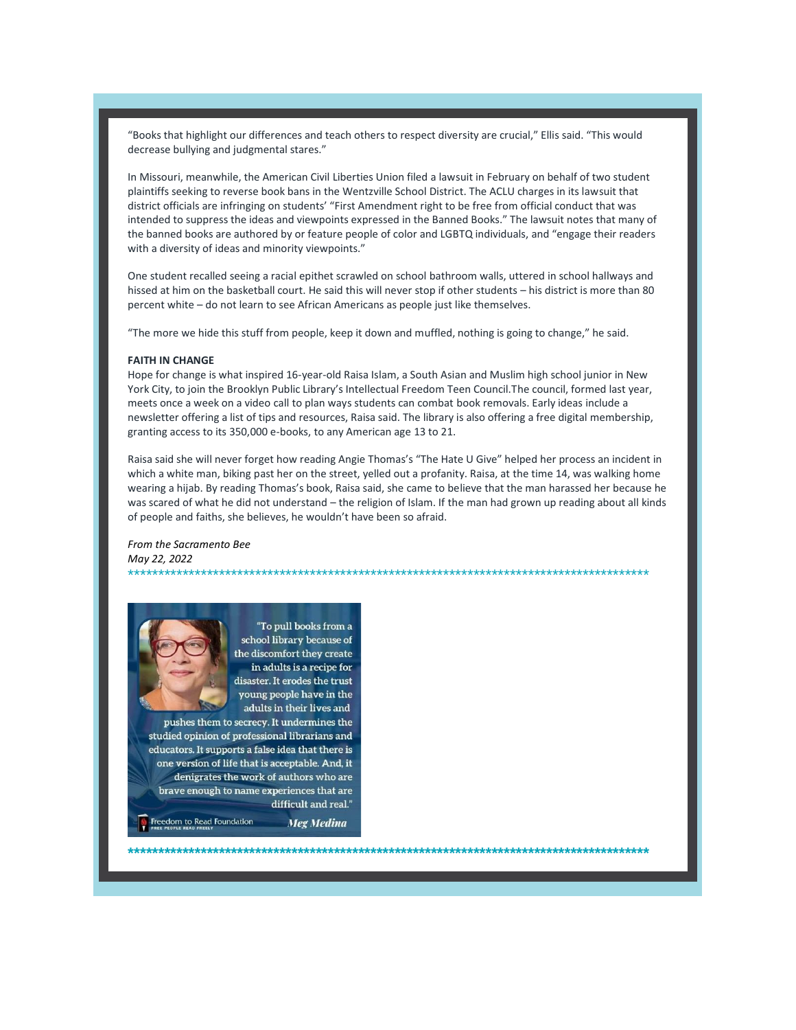"Books that highlight our differences and teach others to respect diversity are crucial," Ellis said. "This would decrease bullying and judgmental stares."

In Missouri, meanwhile, the American Civil Liberties Union filed a lawsuit in February on behalf of two student plaintiffs seeking to reverse book bans in the Wentzville School District. The ACLU charges in its lawsuit that district officials are infringing on students' "First Amendment right to be free from official conduct that was intended to suppress the ideas and viewpoints expressed in the Banned Books." The lawsuit notes that many of the banned books are authored by or feature people of color and LGBTQ individuals, and "engage their readers with a diversity of ideas and minority viewpoints."

One student recalled seeing a racial epithet scrawled on school bathroom walls, uttered in school hallways and hissed at him on the basketball court. He said this will never stop if other students – his district is more than 80 percent white – do not learn to see African Americans as people just like themselves.

"The more we hide this stuff from people, keep it down and muffled, nothing is going to change," he said.

**FAITH IN CHANGE**

Hope for change is what inspired 16-year-old Raisa Islam, a South Asian and Muslim high school junior in New York City, to join the Brooklyn Public Library's Intellectual Freedom Teen Council.The council, formed last year, meets once a week on a video call to plan ways students can combat book removals. Early ideas include a newsletter offering a list of tips and resources, Raisa said. The library is also offering a free digital membership, granting access to its 350,000 e-books, to any American age 13 to 21.

Raisa said she will never forget how reading Angie Thomas's "The Hate U Give" helped her process an incident in which a white man, biking past her on the street, yelled out a profanity. Raisa, at the time 14, was walking home wearing a hijab. By reading Thomas's book, Raisa said, she came to believe that the man harassed her because he was scared of what he did not understand – the religion of Islam. If the man had grown up reading about all kinds of people and faiths, she believes, he wouldn't have been so afraid.

*From the Sacramento Bee*
*May 22, 2022*

*******************************************************************************************

"To pull books from a school library because of the discomfort they create in adults is a recipe for disaster. It erodes the trust young people have in the adults in their lives and pushes them to secrecy. It undermines the studied opinion of professional librarians and educators. It supports a false idea that there is one version of life that is acceptable. And, it denigrates the work of authors who are brave enough to name experiences that are difficult and real."

Freedom to Read Foundation — FREE PEOPLE READ FREELY

*Meg Medina*

*******************************************************************************************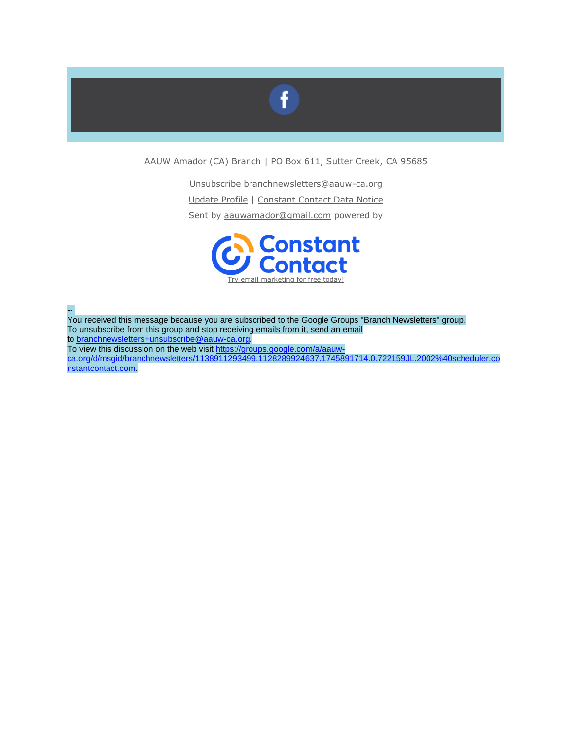AAUW Amador (CA) Branch | PO Box 611, Sutter Creek, CA 95685

Unsubscribe branchnewsletters@aauw-ca.org

Update Profile | Constant Contact Data Notice

Sent by aauwamador@gmail.com powered by

Constant Contact

Try email marketing for free today!

--

You received this message because you are subscribed to the Google Groups "Branch Newsletters" group.
To unsubscribe from this group and stop receiving emails from it, send an email to branchnewsletters+unsubscribe@aauw-ca.org.
To view this discussion on the web visit https://groups.google.com/a/aauw-ca.org/d/msgid/branchnewsletters/1138911293499.1128289924637.1745891714.0.722159JL.2002%40scheduler.constantcontact.com.